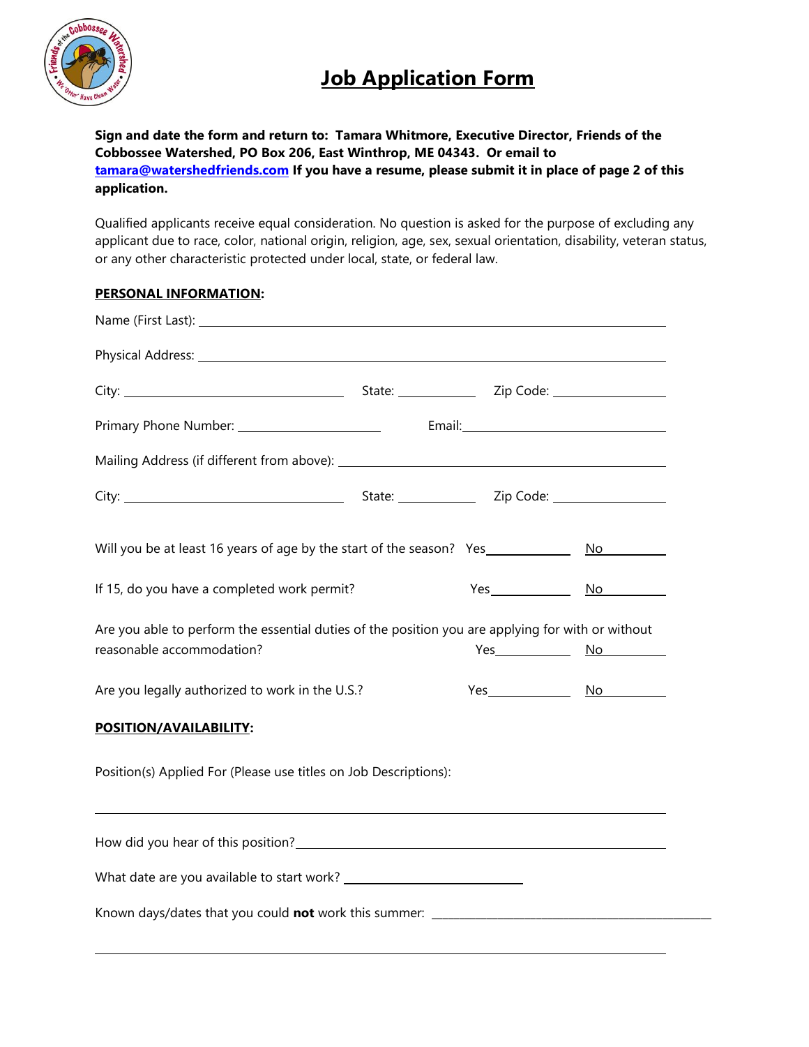# Job Application Form

**Sign and date the form and return to: Tamara Whitmore, Executive Director, Friends of the Cobbossee Watershed, PO Box 206, East Winthrop, ME 04343. Or email to [tamara@watershedfriends.com](mailto:tamara@watershedfriends.com) If you have a resume, please submit it in place of page 2 of this application.**

Qualified applicants receive equal consideration. No question is asked for the purpose of excluding any applicant due to race, color, national origin, religion, age, sex, sexual orientation, disability, veteran status, or any other characteristic protected under local, state, or federal law.

## PERSONAL INFORMATION:

Name (First Last): ______________________________

Physical Address: ______________________________

City: ______________ State: ________ Zip Code: __________

Primary Phone Number: ______________ Email: ______________

Mailing Address (if different from above): ______________________________

City: ______________ State: ________ Zip Code: __________

Will you be at least 16 years of age by the start of the season? Yes________ No________

If 15, do you have a completed work permit? Yes________ No________

Are you able to perform the essential duties of the position you are applying for with or without reasonable accommodation? Yes________ No________

Are you legally authorized to work in the U.S.? Yes________ No________

## POSITION/AVAILABILITY:

Position(s) Applied For (Please use titles on Job Descriptions):

______________________________

How did you hear of this position? ______________________________

What date are you available to start work? ______________

Known days/dates that you could **not** work this summer: ______________________________

______________________________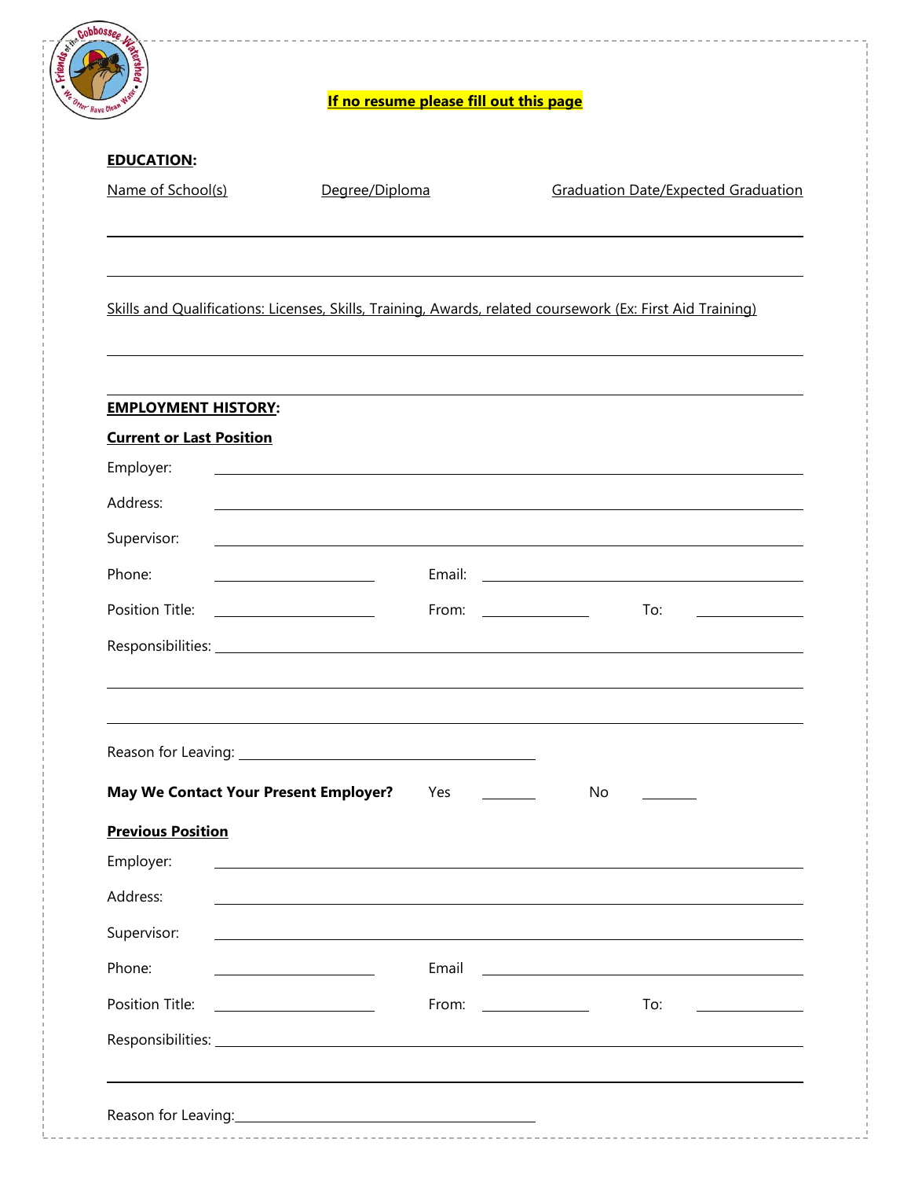**If no resume please fill out this page**

**EDUCATION:**

Name of School(s) | Degree/Diploma | Graduation Date/Expected Graduation

Skills and Qualifications: Licenses, Skills, Training, Awards, related coursework (Ex: First Aid Training)

**EMPLOYMENT HISTORY:**

**Current or Last Position**

Employer:

Address:

Supervisor:

Phone: Email:

Position Title: From: To:

Responsibilities:

Reason for Leaving:

**May We Contact Your Present Employer?** Yes ______ No ______

**Previous Position**

Employer:

Address:

Supervisor:

Phone: Email

Position Title: From: To:

Responsibilities:

Reason for Leaving: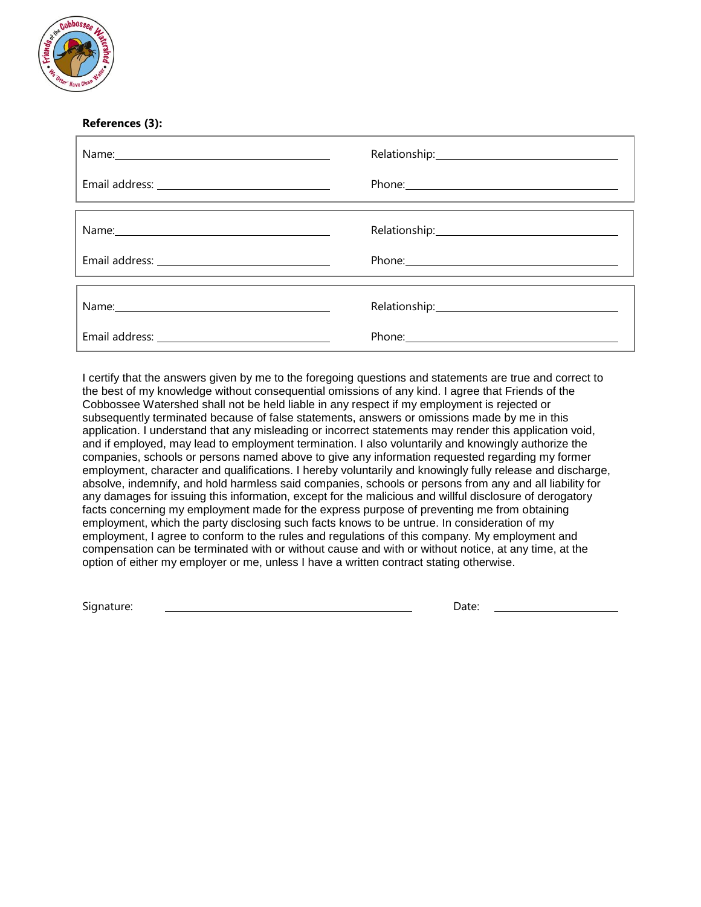**References (3):**

| | |
|---|---|
| Name: | Relationship: |
| Email address: | Phone: |

| | |
|---|---|
| Name: | Relationship: |
| Email address: | Phone: |

| | |
|---|---|
| Name: | Relationship: |
| Email address: | Phone: |

I certify that the answers given by me to the foregoing questions and statements are true and correct to the best of my knowledge without consequential omissions of any kind. I agree that Friends of the Cobbossee Watershed shall not be held liable in any respect if my employment is rejected or subsequently terminated because of false statements, answers or omissions made by me in this application. I understand that any misleading or incorrect statements may render this application void, and if employed, may lead to employment termination. I also voluntarily and knowingly authorize the companies, schools or persons named above to give any information requested regarding my former employment, character and qualifications. I hereby voluntarily and knowingly fully release and discharge, absolve, indemnify, and hold harmless said companies, schools or persons from any and all liability for any damages for issuing this information, except for the malicious and willful disclosure of derogatory facts concerning my employment made for the express purpose of preventing me from obtaining employment, which the party disclosing such facts knows to be untrue. In consideration of my employment, I agree to conform to the rules and regulations of this company. My employment and compensation can be terminated with or without cause and with or without notice, at any time, at the option of either my employer or me, unless I have a written contract stating otherwise.

Signature: ______________________________ Date: ______________